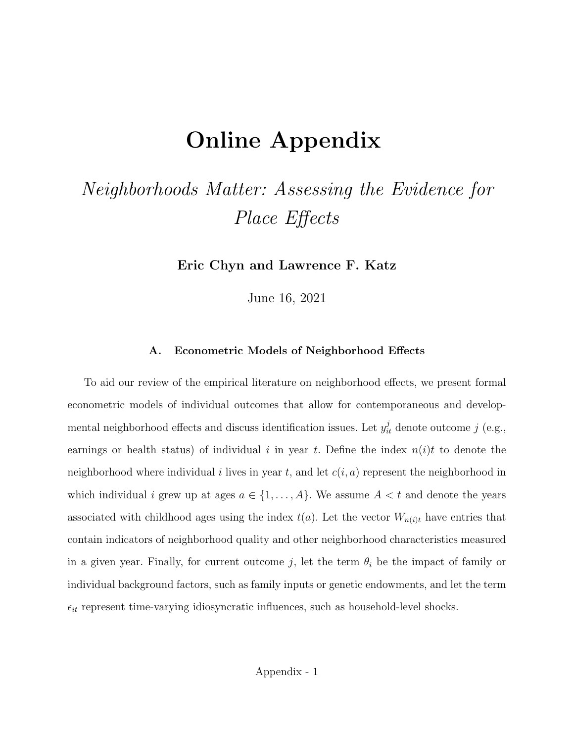# Online Appendix

## *Neighborhoods Matter: Assessing the Evidence for Place Effects*

**Eric Chyn and Lawrence F. Katz**

June 16, 2021

### A. Econometric Models of Neighborhood Effects

To aid our review of the empirical literature on neighborhood effects, we present formal econometric models of individual outcomes that allow for contemporaneous and developmental neighborhood effects and discuss identification issues. Let $y_{it}^{j}$ denote outcome $j$ (e.g., earnings or health status) of individual $i$ in year $t$. Define the index $n(i)t$ to denote the neighborhood where individual $i$ lives in year $t$, and let $c(i, a)$ represent the neighborhood in which individual $i$ grew up at ages $a \in \{1, \ldots, A\}$. We assume $A < t$ and denote the years associated with childhood ages using the index $t(a)$. Let the vector $W_{n(i)t}$ have entries that contain indicators of neighborhood quality and other neighborhood characteristics measured in a given year. Finally, for current outcome $j$, let the term $\theta_i$ be the impact of family or individual background factors, such as family inputs or genetic endowments, and let the term $\epsilon_{it}$ represent time-varying idiosyncratic influences, such as household-level shocks.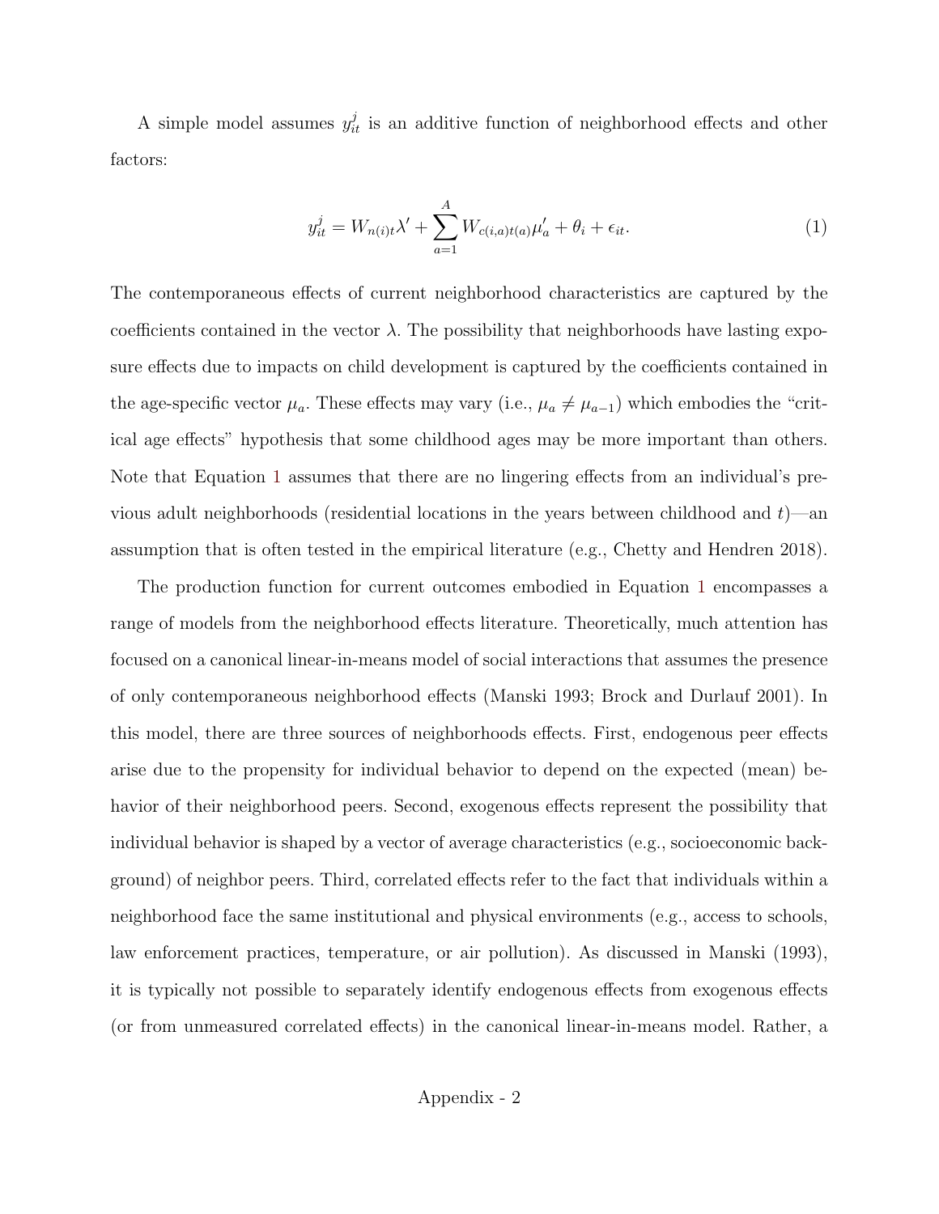A simple model assumes $y_{it}^{j}$ is an additive function of neighborhood effects and other factors:

$$y_{it}^{j} = W_{n(i)t}\lambda' + \sum_{a=1}^{A} W_{c(i,a)t(a)}\mu_a' + \theta_i + \epsilon_{it}. \tag{1}$$

The contemporaneous effects of current neighborhood characteristics are captured by the coefficients contained in the vector $\lambda$. The possibility that neighborhoods have lasting exposure effects due to impacts on child development is captured by the coefficients contained in the age-specific vector $\mu_a$. These effects may vary (i.e., $\mu_a \neq \mu_{a-1}$) which embodies the "critical age effects" hypothesis that some childhood ages may be more important than others. Note that Equation 1 assumes that there are no lingering effects from an individual's previous adult neighborhoods (residential locations in the years between childhood and $t$)—an assumption that is often tested in the empirical literature (e.g., Chetty and Hendren 2018).

The production function for current outcomes embodied in Equation 1 encompasses a range of models from the neighborhood effects literature. Theoretically, much attention has focused on a canonical linear-in-means model of social interactions that assumes the presence of only contemporaneous neighborhood effects (Manski 1993; Brock and Durlauf 2001). In this model, there are three sources of neighborhoods effects. First, endogenous peer effects arise due to the propensity for individual behavior to depend on the expected (mean) behavior of their neighborhood peers. Second, exogenous effects represent the possibility that individual behavior is shaped by a vector of average characteristics (e.g., socioeconomic background) of neighbor peers. Third, correlated effects refer to the fact that individuals within a neighborhood face the same institutional and physical environments (e.g., access to schools, law enforcement practices, temperature, or air pollution). As discussed in Manski (1993), it is typically not possible to separately identify endogenous effects from exogenous effects (or from unmeasured correlated effects) in the canonical linear-in-means model. Rather, a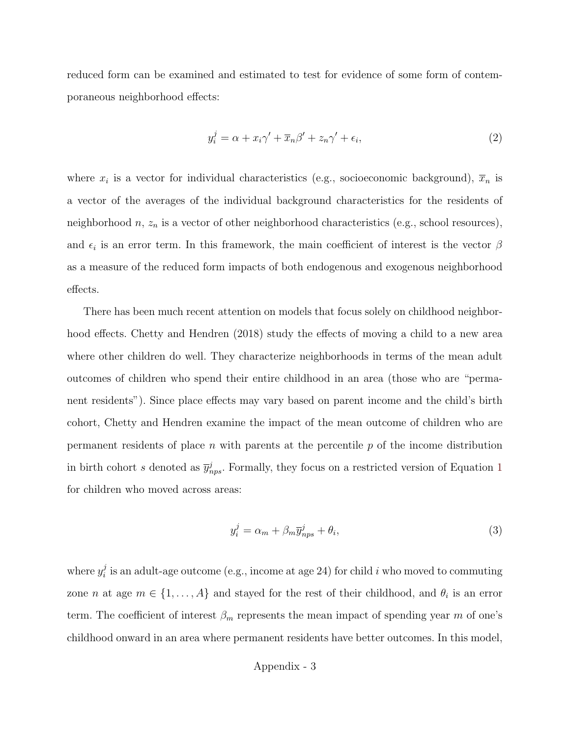reduced form can be examined and estimated to test for evidence of some form of contemporaneous neighborhood effects:

$$y_i^j = \alpha + x_i\gamma' + \overline{x}_n\beta' + z_n\gamma' + \epsilon_i, \tag{2}$$

where $x_i$ is a vector for individual characteristics (e.g., socioeconomic background), $\overline{x}_n$ is a vector of the averages of the individual background characteristics for the residents of neighborhood $n$, $z_n$ is a vector of other neighborhood characteristics (e.g., school resources), and $\epsilon_i$ is an error term. In this framework, the main coefficient of interest is the vector $\beta$ as a measure of the reduced form impacts of both endogenous and exogenous neighborhood effects.

There has been much recent attention on models that focus solely on childhood neighborhood effects. Chetty and Hendren (2018) study the effects of moving a child to a new area where other children do well. They characterize neighborhoods in terms of the mean adult outcomes of children who spend their entire childhood in an area (those who are "permanent residents"). Since place effects may vary based on parent income and the child's birth cohort, Chetty and Hendren examine the impact of the mean outcome of children who are permanent residents of place $n$ with parents at the percentile $p$ of the income distribution in birth cohort $s$ denoted as $\overline{y}_{nps}^j$. Formally, they focus on a restricted version of Equation 1 for children who moved across areas:

$$y_i^j = \alpha_m + \beta_m\overline{y}_{nps}^j + \theta_i, \tag{3}$$

where $y_i^j$ is an adult-age outcome (e.g., income at age 24) for child $i$ who moved to commuting zone $n$ at age $m \in \{1, \ldots, A\}$ and stayed for the rest of their childhood, and $\theta_i$ is an error term. The coefficient of interest $\beta_m$ represents the mean impact of spending year $m$ of one's childhood onward in an area where permanent residents have better outcomes. In this model,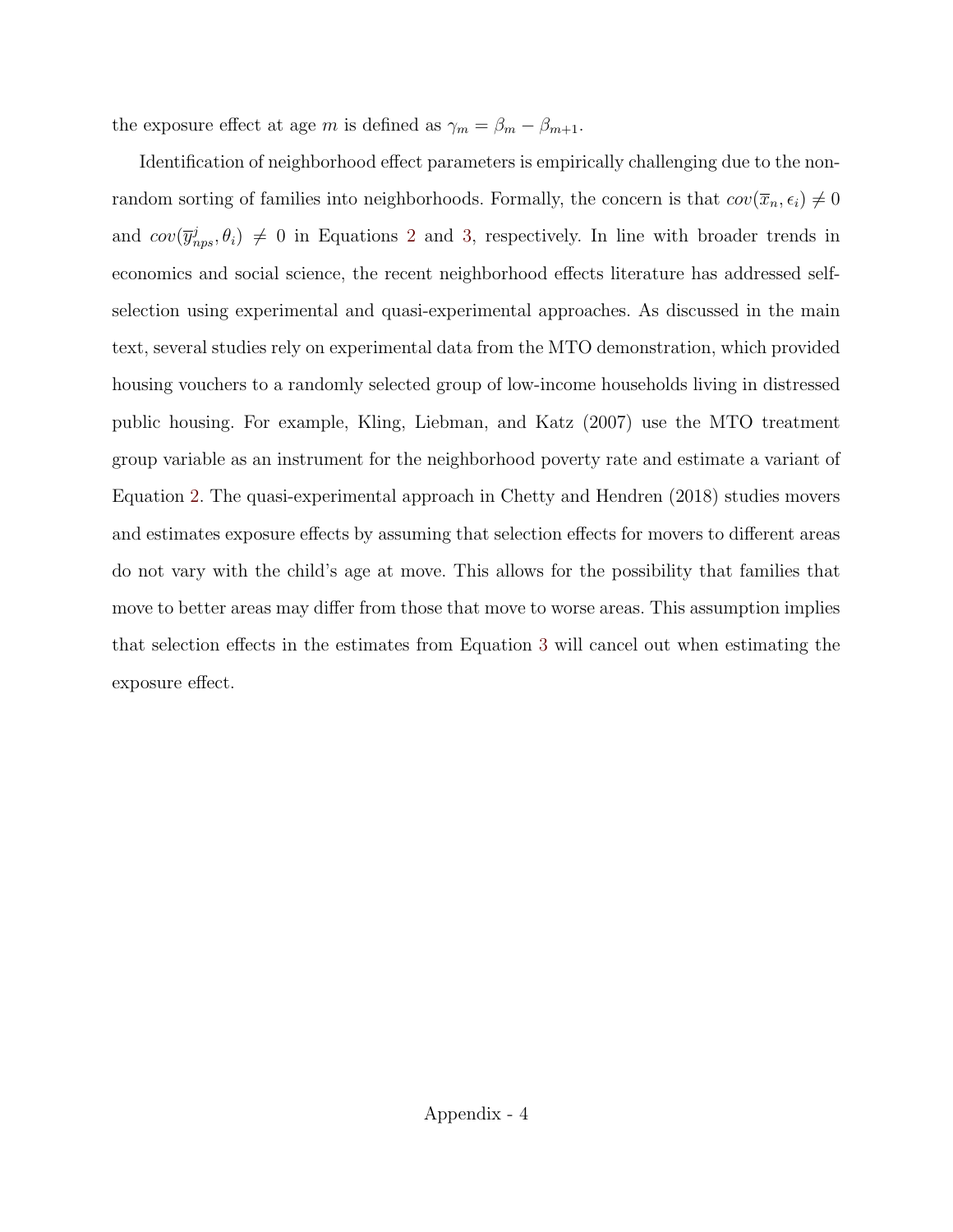the exposure effect at age $m$ is defined as $\gamma_m = \beta_m - \beta_{m+1}$.

Identification of neighborhood effect parameters is empirically challenging due to the non-random sorting of families into neighborhoods. Formally, the concern is that $cov(\overline{x}_n, \epsilon_i) \neq 0$ and $cov(\overline{y}^j_{nps}, \theta_i) \neq 0$ in Equations 2 and 3, respectively. In line with broader trends in economics and social science, the recent neighborhood effects literature has addressed self-selection using experimental and quasi-experimental approaches. As discussed in the main text, several studies rely on experimental data from the MTO demonstration, which provided housing vouchers to a randomly selected group of low-income households living in distressed public housing. For example, Kling, Liebman, and Katz (2007) use the MTO treatment group variable as an instrument for the neighborhood poverty rate and estimate a variant of Equation 2. The quasi-experimental approach in Chetty and Hendren (2018) studies movers and estimates exposure effects by assuming that selection effects for movers to different areas do not vary with the child's age at move. This allows for the possibility that families that move to better areas may differ from those that move to worse areas. This assumption implies that selection effects in the estimates from Equation 3 will cancel out when estimating the exposure effect.